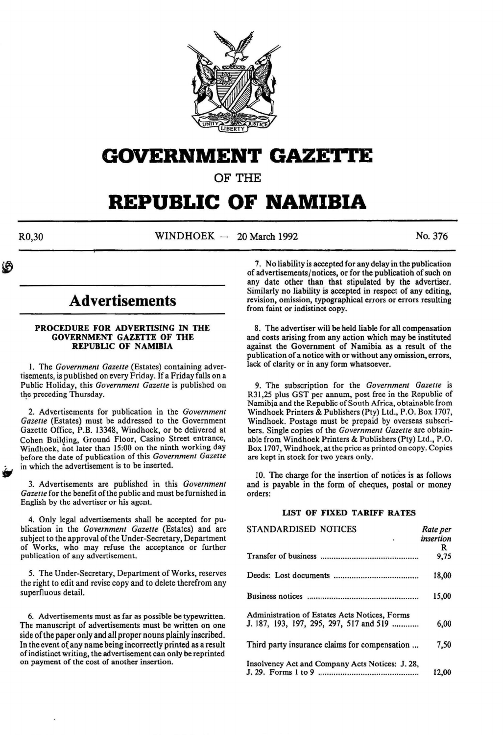# GOVERNMENT GAZETTE

## OF THE

# REPUBLIC OF NAMIBIA

R0,30 WINDHOEK — 20 March 1992 No. 376

## Advertisements

### PROCEDURE FOR ADVERTISING IN THE GOVERNMENT GAZETTE OF THE REPUBLIC OF NAMIBIA

1. The *Government Gazette* (Estates) containing advertisements, is published on every Friday. If a Friday falls on a Public Holiday, this *Government Gazette* is published on the preceding Thursday.

2. Advertisements for publication in the *Government Gazette* (Estates) must be addressed to the Government Gazette Office, P.B. 13348, Windhoek, or be delivered at Cohen Building, Ground Floor, Casino Street entrance, Windhoek, not later than 15:00 on the ninth working day before the date of publication of this *Government Gazette* in which the advertisement is to be inserted.

3. Advertisements are published in this *Government Gazette* for the benefit of the public and must be furnished in English by the advertiser or his agent.

4. Only legal advertisements shall be accepted for publication in the *Government Gazette* (Estates) and are subject to the approval of the Under-Secretary, Department of Works, who may refuse the acceptance or further publication of any advertisement.

5. The Under-Secretary, Department of Works, reserves the right to edit and revise copy and to delete therefrom any superfluous detail.

6. Advertisements must as far as possible be typewritten. The manuscript of advertisements must be written on one side of the paper only and all proper nouns plainly inscribed. In the event of any name being incorrectly printed as a result of indistinct writing, the advertisement can only be reprinted on payment of the cost of another insertion.

7. No liability is accepted for any delay in the publication of advertisements/notices, or for the publication of such on any date other than that stipulated by the advertiser. Similarly no liability is accepted in respect of any editing, revision, omission, typographical errors or errors resulting from faint or indistinct copy.

8. The advertiser will be held liable for all compensation and costs arising from any action which may be instituted against the Government of Namibia as a result of the publication of a notice with or without any omission, errors, lack of clarity or in any form whatsoever.

9. The subscription for the *Government Gazette* is R31,25 plus GST per annum, post free in the Republic of Namibia and the Republic of South Africa, obtainable from Windhoek Printers & Publishers (Pty) Ltd., P.O. Box 1707, Windhoek. Postage must be prepaid by overseas subscribers. Single copies of the *Government Gazette* are obtainable from Windhoek Printers & Publishers (Pty) Ltd., P.O. Box 1707, Windhoek, at the price as printed on copy. Copies are kept in stock for two years only.

10. The charge for the insertion of notices is as follows and is payable in the form of cheques, postal or money orders:

### LIST OF FIXED TARIFF RATES

| STANDARDISED NOTICES | *Rate per insertion* R |
|---|---|
| Transfer of business | 9,75 |
| Deeds: Lost documents | 18,00 |
| Business notices | 15,00 |
| Administration of Estates Acts Notices, Forms J. 187, 193, 197, 295, 297, 517 and 519 | 6,00 |
| Third party insurance claims for compensation | 7,50 |
| Insolvency Act and Company Acts Notices: J. 28, J. 29. Forms 1 to 9 | 12,00 |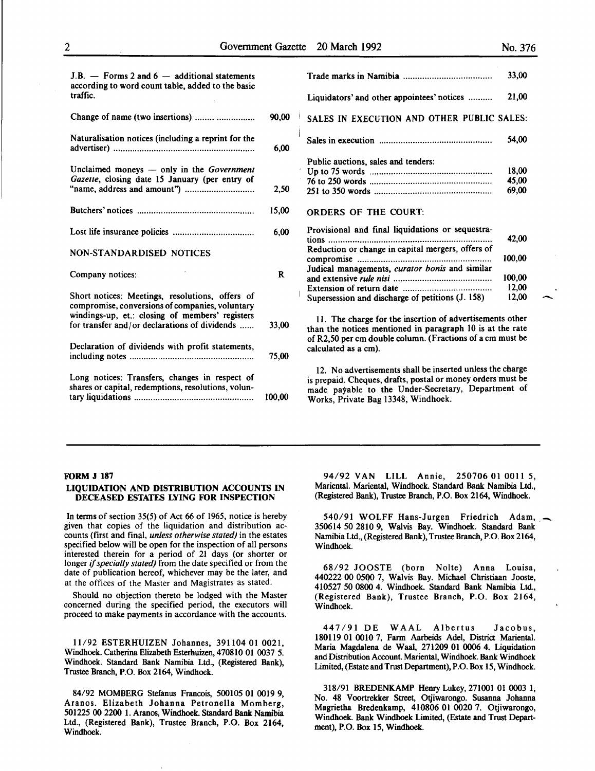J.B. — Forms 2 and 6 — additional statements according to word count table, added to the basic traffic.

| | |
|---|---|
| Change of name (two insertions) | 90,00 |
| Naturalisation notices (including a reprint for the advertiser) | 6,00 |
| Unclaimed moneys — only in the *Government Gazette*, closing date 15 January (per entry of "name, address and amount") | 2,50 |
| Butchers' notices | 15,00 |
| Lost life insurance policies | 6,00 |

NON-STANDARDISED NOTICES

| | |
|---|---|
| Company notices: | R |
| Short notices: Meetings, resolutions, offers of compromise, conversions of companies, voluntary windings-up, et.: closing of members' registers for transfer and/or declarations of dividends | 33,00 |
| Declaration of dividends with profit statements, including notes | 75,00 |
| Long notices: Transfers, changes in respect of shares or capital, redemptions, resolutions, voluntary liquidations | 100,00 |
| Trade marks in Namibia | 33,00 |
| Liquidators' and other appointees' notices | 21,00 |

SALES IN EXECUTION AND OTHER PUBLIC SALES:

| | |
|---|---|
| Sales in execution | 54,00 |
| Public auctions, sales and tenders: | |
| Up to 75 words | 18,00 |
| 76 to 250 words | 45,00 |
| 251 to 350 words | 69,00 |

ORDERS OF THE COURT:

| | |
|---|---|
| Provisional and final liquidations or sequestrations | 42,00 |
| Reduction or change in capital mergers, offers of compromise | 100,00 |
| Judical managements, *curator bonis* and similar and extensive *rule nisi* | 100,00 |
| Extension of return date | 12,00 |
| Supersession and discharge of petitions (J. 158) | 12,00 |

11. The charge for the insertion of advertisements other than the notices mentioned in paragraph 10 is at the rate of R2,50 per cm double column. (Fractions of a cm must be calculated as a cm).

12. No advertisements shall be inserted unless the charge is prepaid. Cheques, drafts, postal or money orders must be made payable to the Under-Secretary, Department of Works, Private Bag 13348, Windhoek.

---

**FORM J 187**

## LIQUIDATION AND DISTRIBUTION ACCOUNTS IN DECEASED ESTATES LYING FOR INSPECTION

In terms of section 35(5) of Act 66 of 1965, notice is hereby given that copies of the liquidation and distribution accounts (first and final, *unless otherwise stated)* in the estates specified below will be open for the inspection of all persons interested therein for a period of 21 days (or shorter or longer *if specially stated)* from the date specified or from the date of publication hereof, whichever may be the later, and at the offices of the Master and Magistrates as stated.

Should no objection thereto be lodged with the Master concerned during the specified period, the executors will proceed to make payments in accordance with the accounts.

11/92 ESTERHUIZEN Johannes, 391104 01 0021, Windhoek. Catherina Elizabeth Esterhuizen, 470810 01 0037 5. Windhoek. Standard Bank Namibia Ltd., (Registered Bank), Trustee Branch, P.O. Box 2164, Windhoek.

84/92 MOMBERG Stefanus Francois, 500105 01 0019 9, Aranos. Elizabeth Johanna Petronella Momberg, 501225 00 2200 1. Aranos, Windhoek. Standard Bank Namibia Ltd., (Registered Bank), Trustee Branch, P.O. Box 2164, Windhoek.

94/92 VAN LILL Annie, 250706 01 0011 5, Mariental. Mariental, Windhoek. Standard Bank Namibia Ltd., (Registered Bank), Trustee Branch, P.O. Box 2164, Windhoek.

540/91 WOLFF Hans-Jurgen Friedrich Adam, 350614 50 2810 9, Walvis Bay. Windhoek. Standard Bank Namibia Ltd., (Registered Bank), Trustee Branch, P.O. Box 2164, Windhoek.

68/92 JOOSTE (born Nolte) Anna Louisa, 440222 00 0500 7, Walvis Bay. Michael Christiaan Jooste, 410527 50 0800 4. Windhoek. Standard Bank Namibia Ltd., (Registered Bank), Trustee Branch, P.O. Box 2164, Windhoek.

447/91 DE WAAL Albertus Jacobus, 180119 01 0010 7, Farm Aarbeids Adel, District Mariental. Maria Magdalena de Waal, 271209 01 0006 4. Liquidation and Distribution Account. Mariental, Windhoek. Bank Windhoek Limited, (Estate and Trust Department), P.O. Box 15, Windhoek.

318/91 BREDENKAMP Henry Lukey, 271001 01 0003 1, No. 48 Voortrekker Street, Otjiwarongo. Susanna Johanna Magrietha Bredenkamp, 410806 01 0020 7. Otjiwarongo, Windhoek. Bank Windhoek Limited, (Estate and Trust Department), P.O. Box 15, Windhoek.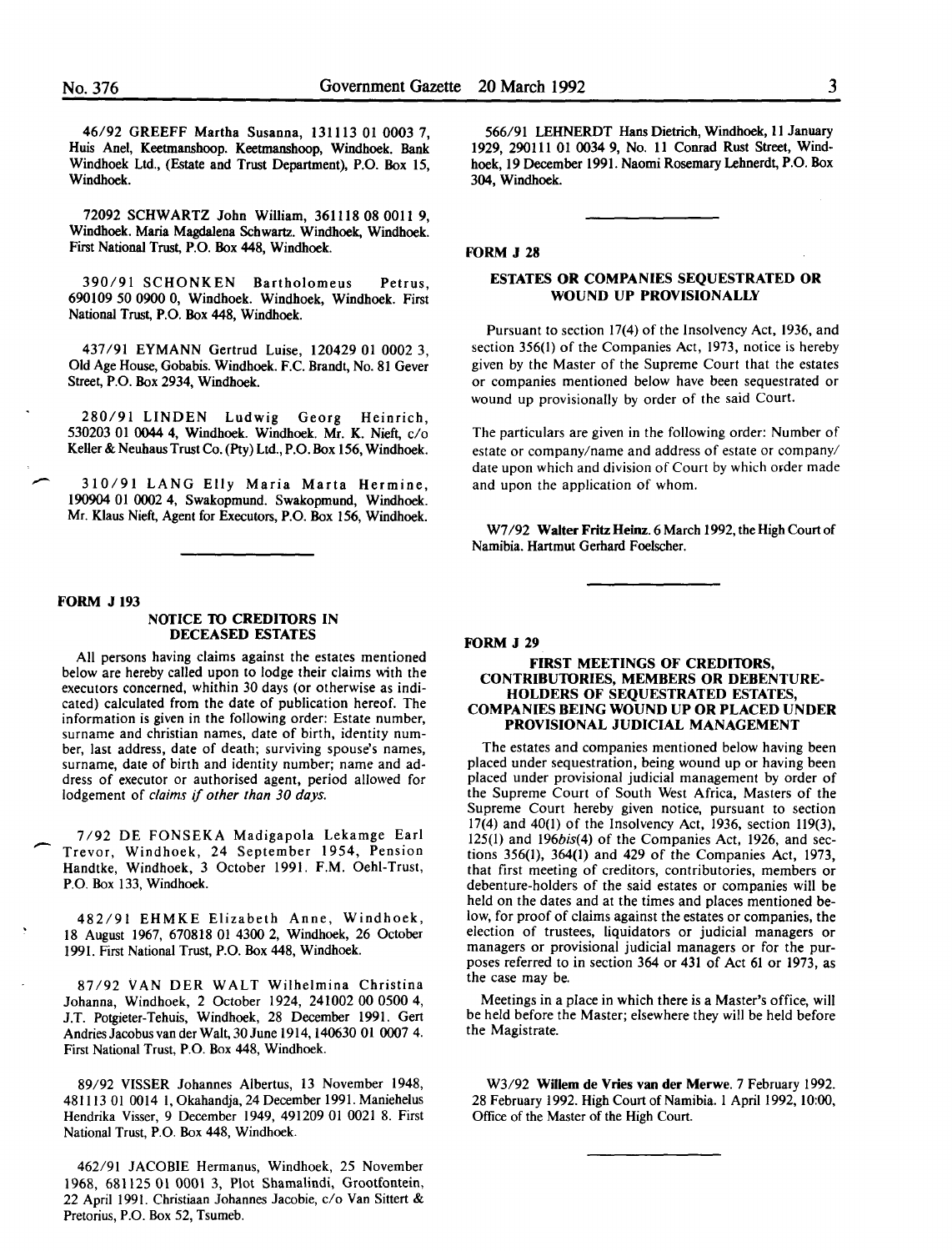46/92 GREEFF Martha Susanna, 131113 01 0003 7, Huis Anel, Keetmanshoop. Keetmanshoop, Windhoek. Bank Windhoek Ltd., (Estate and Trust Department), P.O. Box 15, Windhoek.

72092 SCHWARTZ John William, 361118 08 0011 9, Windhoek. Maria Magdalena Schwartz. Windhoek, Windhoek. First National Trust, P.O. Box 448, Windhoek.

390/91 SCHONKEN Bartholomeus Petrus, 690109 50 0900 0, Windhoek. Windhoek, Windhoek. First National Trust, P.O. Box 448, Windhoek.

437/91 EYMANN Gertrud Luise, 120429 01 0002 3, Old Age House, Gobabis. Windhoek. F.C. Brandt, No. 81 Gever Street, P.O. Box 2934, Windhoek.

280/91 LINDEN Ludwig Georg Heinrich, 530203 01 0044 4, Windhoek. Windhoek. Mr. K. Nieft, c/o Keller & Neuhaus Trust Co. (Pty) Ltd., P.O. Box 156, Windhoek.

310/91 LANG Elly Maria Marta Hermine, 190904 01 0002 4, Swakopmund. Swakopmund, Windhoek. Mr. Klaus Nieft, Agent for Executors, P.O. Box 156, Windhoek.

---

**FORM J 193**

### NOTICE TO CREDITORS IN DECEASED ESTATES

All persons having claims against the estates mentioned below are hereby called upon to lodge their claims with the executors concerned, whithin 30 days (or otherwise as indicated) calculated from the date of publication hereof. The information is given in the following order: Estate number, surname and christian names, date of birth, identity number, last address, date of death; surviving spouse's names, surname, date of birth and identity number; name and address of executor or authorised agent, period allowed for lodgement of *claims if other than 30 days.*

7/92 DE FONSEKA Madigapola Lekamge Earl Trevor, Windhoek, 24 September 1954, Pension Handtke, Windhoek, 3 October 1991. F.M. Oehl-Trust, P.O. Box 133, Windhoek.

482/91 EHMKE Elizabeth Anne, Windhoek, 18 August 1967, 670818 01 4300 2, Windhoek, 26 October 1991. First National Trust, P.O. Box 448, Windhoek.

87/92 VAN DER WALT Wilhelmina Christina Johanna, Windhoek, 2 October 1924, 241002 00 0500 4, J.T. Potgieter-Tehuis, Windhoek, 28 December 1991. Gert Andries Jacobus van der Walt, 30 June 1914, 140630 01 0007 4. First National Trust, P.O. Box 448, Windhoek.

89/92 VISSER Johannes Albertus, 13 November 1948, 481113 01 0014 1, Okahandja, 24 December 1991. Maniehelus Hendrika Visser, 9 December 1949, 491209 01 0021 8. First National Trust, P.O. Box 448, Windhoek.

462/91 JACOBIE Hermanus, Windhoek, 25 November 1968, 681125 01 0001 3, Plot Shamalindi, Grootfontein, 22 April 1991. Christiaan Johannes Jacobie, c/o Van Sittert & Pretorius, P.O. Box 52, Tsumeb.

566/91 LEHNERDT Hans Dietrich, Windhoek, 11 January 1929, 290111 01 0034 9, No. 11 Conrad Rust Street, Windhoek, 19 December 1991. Naomi Rosemary Lehnerdt, P.O. Box 304, Windhoek.

---

**FORM J 28**

### ESTATES OR COMPANIES SEQUESTRATED OR WOUND UP PROVISIONALLY

Pursuant to section 17(4) of the Insolvency Act, 1936, and section 356(1) of the Companies Act, 1973, notice is hereby given by the Master of the Supreme Court that the estates or companies mentioned below have been sequestrated or wound up provisionally by order of the said Court.

The particulars are given in the following order: Number of estate or company/name and address of estate or company/ date upon which and division of Court by which order made and upon the application of whom.

W7/92 **Walter Fritz Heinz**. 6 March 1992, the High Court of Namibia. Hartmut Gerhard Foelscher.

---

**FORM J 29**

### FIRST MEETINGS OF CREDITORS, CONTRIBUTORIES, MEMBERS OR DEBENTURE-HOLDERS OF SEQUESTRATED ESTATES, COMPANIES BEING WOUND UP OR PLACED UNDER PROVISIONAL JUDICIAL MANAGEMENT

The estates and companies mentioned below having been placed under sequestration, being wound up or having been placed under provisional judicial management by order of the Supreme Court of South West Africa, Masters of the Supreme Court hereby given notice, pursuant to section 17(4) and 40(1) of the Insolvency Act, 1936, section 119(3), 125(1) and 196*bis*(4) of the Companies Act, 1926, and sections 356(1), 364(1) and 429 of the Companies Act, 1973, that first meeting of creditors, contributories, members or debenture-holders of the said estates or companies will be held on the dates and at the times and places mentioned below, for proof of claims against the estates or companies, the election of trustees, liquidators or judicial managers or managers or provisional judicial managers or for the purposes referred to in section 364 or 431 of Act 61 or 1973, as the case may be.

Meetings in a place in which there is a Master's office, will be held before the Master; elsewhere they will be held before the Magistrate.

W3/92 **Willem de Vries van der Merwe**. 7 February 1992. 28 February 1992. High Court of Namibia. 1 April 1992, 10:00, Office of the Master of the High Court.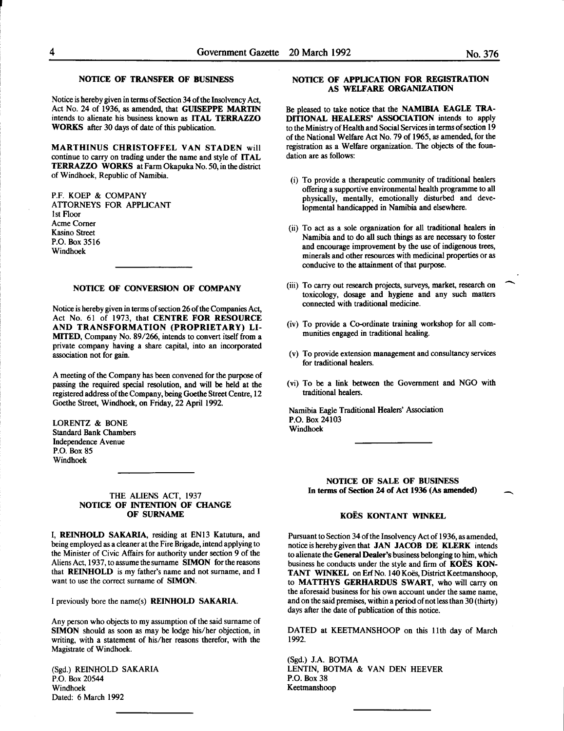## NOTICE OF TRANSFER OF BUSINESS

Notice is hereby given in terms of Section 34 of the Insolvency Act, Act No. 24 of 1936, as amended, that **GUISEPPE MARTIN** intends to alienate his business known as **ITAL TERRAZZO WORKS** after 30 days of date of this publication.

**MARTHINUS CHRISTOFFEL VAN STADEN** will continue to carry on trading under the name and style of **ITAL TERRAZZO WORKS** at Farm Okapuka No. 50, in the district of Windhoek, Republic of Namibia.

P.F. KOEP & COMPANY
ATTORNEYS FOR APPLICANT
1st Floor
Acme Corner
Kasino Street
P.O. Box 3516
Windhoek

## NOTICE OF CONVERSION OF COMPANY

Notice is hereby given in terms of section 26 of the Companies Act, Act No. 61 of 1973, that **CENTRE FOR RESOURCE AND TRANSFORMATION (PROPRIETARY) LIMITED**, Company No. 89/266, intends to convert itself from a private company having a share capital, into an incorporated association not for gain.

A meeting of the Company has been convened for the purpose of passing the required special resolution, and will be held at the registered address of the Company, being Goethe Street Centre, 12 Goethe Street, Windhoek, on Friday, 22 April 1992.

LORENTZ & BONE
Standard Bank Chambers
Independence Avenue
P.O. Box 85
Windhoek

## THE ALIENS ACT, 1937
## NOTICE OF INTENTION OF CHANGE OF SURNAME

I, **REINHOLD SAKARIA**, residing at EN13 Katutura, and being employed as a cleaner at the Fire Brigade, intend applying to the Minister of Civic Affairs for authority under section 9 of the Aliens Act, 1937, to assume the surname **SIMON** for the reasons that **REINHOLD** is my father's name and not surname, and I want to use the correct surname of **SIMON**.

I previously bore the name(s) **REINHOLD SAKARIA**.

Any person who objects to my assumption of the said surname of **SIMON** should as soon as may be lodge his/her objection, in writing, with a statement of his/her reasons therefor, with the Magistrate of Windhoek.

(Sgd.) REINHOLD SAKARIA
P.O. Box 20544
Windhoek
Dated: 6 March 1992

## NOTICE OF APPLICATION FOR REGISTRATION AS WELFARE ORGANIZATION

Be pleased to take notice that the **NAMIBIA EAGLE TRADITIONAL HEALERS' ASSOCIATION** intends to apply to the Ministry of Health and Social Services in terms of section 19 of the National Welfare Act No. 79 of 1965, as amended, for the registration as a Welfare organization. The objects of the foundation are as follows:

(i) To provide a therapeutic community of traditional healers offering a supportive environmental health programme to all physically, mentally, emotionally disturbed and developmental handicapped in Namibia and elsewhere.

(ii) To act as a sole organization for all traditional healers in Namibia and to do all such things as are necessary to foster and encourage improvement by the use of indigenous trees, minerals and other resources with medicinal properties or as conducive to the attainment of that purpose.

(iii) To carry out research projects, surveys, market, research on toxicology, dosage and hygiene and any such matters connected with traditional medicine.

(iv) To provide a Co-ordinate training workshop for all communities engaged in traditional healing.

(v) To provide extension management and consultancy services for traditional healers.

(vi) To be a link between the Government and NGO with traditional healers.

Namibia Eagle Traditional Healers' Association
P.O. Box 24103
Windhoek

## NOTICE OF SALE OF BUSINESS
### In terms of Section 24 of Act 1936 (As amended)

### KOËS KONTANT WINKEL

Pursuant to Section 34 of the Insolvency Act of 1936, as amended, notice is hereby given that **JAN JACOB DE KLERK** intends to alienate the **General Dealer's** business belonging to him, which business he conducts under the style and firm of **KOËS KONTANT WINKEL** on Erf No. 140 Koës, District Keetmanshoop, to **MATTHYS GERHARDUS SWART**, who will carry on the aforesaid business for his own account under the same name, and on the said premises, within a period of not less than 30 (thirty) days after the date of publication of this notice.

DATED at KEETMANSHOOP on this 11th day of March 1992.

(Sgd.) J.A. BOTMA
LENTIN, BOTMA & VAN DEN HEEVER
P.O. Box 38
Keetmanshoop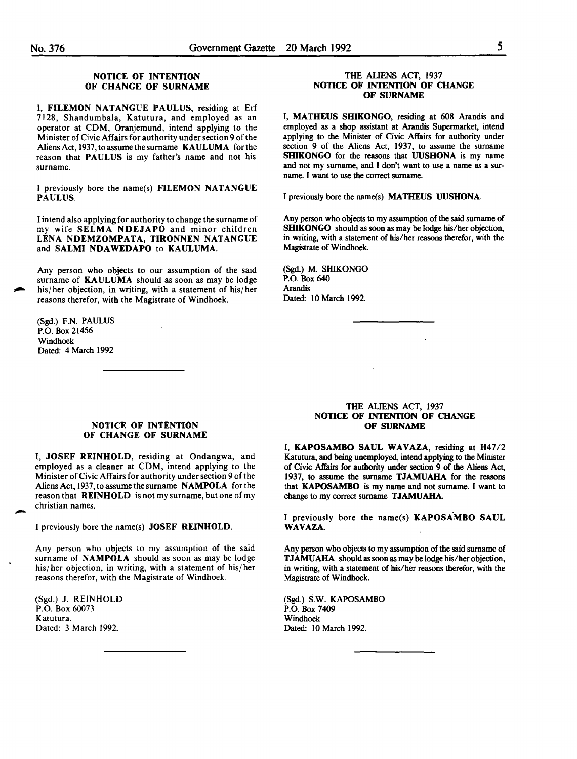## NOTICE OF INTENTION OF CHANGE OF SURNAME

I, **FILEMON NATANGUE PAULUS**, residing at Erf 7128, Shandumbala, Katutura, and employed as an operator at CDM, Oranjemund, intend applying to the Minister of Civic Affairs for authority under section 9 of the Aliens Act, 1937, to assume the surname **KAULUMA** for the reason that **PAULUS** is my father's name and not his surname.

I previously bore the name(s) **FILEMON NATANGUE PAULUS**.

I intend also applying for authority to change the surname of my wife **SELMA NDEJAPO** and minor children **LENA NDEMZOMPATA, TIRONNEN NATANGUE** and **SALMI NDAWEDAPO** to **KAULUMA**.

Any person who objects to our assumption of the said surname of **KAULUMA** should as soon as may be lodge his/her objection, in writing, with a statement of his/her reasons therefor, with the Magistrate of Windhoek.

(Sgd.) F.N. PAULUS
P.O. Box 21456
Windhoek
Dated: 4 March 1992

## THE ALIENS ACT, 1937
## NOTICE OF INTENTION OF CHANGE OF SURNAME

I, **MATHEUS SHIKONGO**, residing at 608 Arandis and employed as a shop assistant at Arandis Supermarket, intend applying to the Minister of Civic Affairs for authority under section 9 of the Aliens Act, 1937, to assume the surname **SHIKONGO** for the reasons that **UUSHONA** is my name and not my surname, and I don't want to use a name as a surname. I want to use the correct surname.

I previously bore the name(s) **MATHEUS UUSHONA**.

Any person who objects to my assumption of the said surname of **SHIKONGO** should as soon as may be lodge his/her objection, in writing, with a statement of his/her reasons therefor, with the Magistrate of Windhoek.

(Sgd.) M. SHIKONGO
P.O. Box 640
Arandis
Dated: 10 March 1992.

## NOTICE OF INTENTION OF CHANGE OF SURNAME

I, **JOSEF REINHOLD**, residing at Ondangwa, and employed as a cleaner at CDM, intend applying to the Minister of Civic Affairs for authority under section 9 of the Aliens Act, 1937, to assume the surname **NAMPOLA** for the reason that **REINHOLD** is not my surname, but one of my christian names.

I previously bore the name(s) **JOSEF REINHOLD**.

Any person who objects to my assumption of the said surname of **NAMPOLA** should as soon as may be lodge his/her objection, in writing, with a statement of his/her reasons therefor, with the Magistrate of Windhoek.

(Sgd.) J. REINHOLD
P.O. Box 60073
Katutura.
Dated: 3 March 1992.

## THE ALIENS ACT, 1937
## NOTICE OF INTENTION OF CHANGE OF SURNAME

I, **KAPOSAMBO SAUL WAVAZA**, residing at H47/2 Katutura, and being unemployed, intend applying to the Minister of Civic Affairs for authority under section 9 of the Aliens Act, 1937, to assume the surname **TJAMUAHA** for the reasons that **KAPOSAMBO** is my name and not surname. I want to change to my correct surname **TJAMUAHA**.

I previously bore the name(s) **KAPOSAMBO SAUL WAVAZA**.

Any person who objects to my assumption of the said surname of **TJAMUAHA** should as soon as may be lodge his/her objection, in writing, with a statement of his/her reasons therefor, with the Magistrate of Windhoek.

(Sgd.) S.W. KAPOSAMBO
P.O. Box 7409
Windhoek
Dated: 10 March 1992.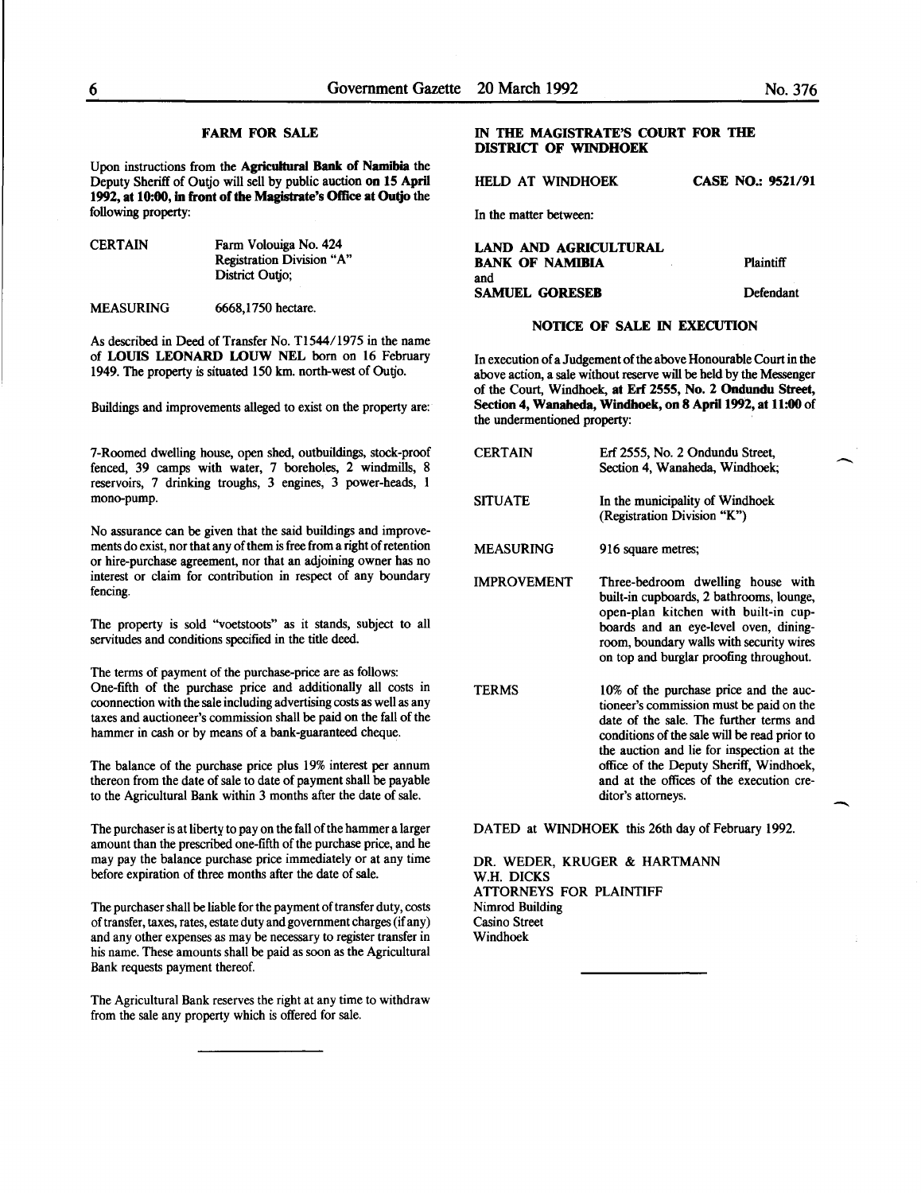## FARM FOR SALE

Upon instructions from the **Agricultural Bank of Namibia** the Deputy Sheriff of Outjo will sell by public auction **on 15 April 1992, at 10:00, in front of the Magistrate's Office at Outjo** the following property:

| | |
|---|---|
| CERTAIN | Farm Volouiga No. 424<br>Registration Division "A"<br>District Outjo; |
| MEASURING | 6668,1750 hectare. |

As described in Deed of Transfer No. T1544/1975 in the name of **LOUIS LEONARD LOUW NEL** born on 16 February 1949. The property is situated 150 km. north-west of Outjo.

Buildings and improvements alleged to exist on the property are:

7-Roomed dwelling house, open shed, outbuildings, stock-proof fenced, 39 camps with water, 7 boreholes, 2 windmills, 8 reservoirs, 7 drinking troughs, 3 engines, 3 power-heads, 1 mono-pump.

No assurance can be given that the said buildings and improvements do exist, nor that any of them is free from a right of retention or hire-purchase agreement, nor that an adjoining owner has no interest or claim for contribution in respect of any boundary fencing.

The property is sold "voetstoots" as it stands, subject to all servitudes and conditions specified in the title deed.

The terms of payment of the purchase-price are as follows:
One-fifth of the purchase price and additionally all costs in coonnection with the sale including advertising costs as well as any taxes and auctioneer's commission shall be paid on the fall of the hammer in cash or by means of a bank-guaranteed cheque.

The balance of the purchase price plus 19% interest per annum thereon from the date of sale to date of payment shall be payable to the Agricultural Bank within 3 months after the date of sale.

The purchaser is at liberty to pay on the fall of the hammer a larger amount than the prescribed one-fifth of the purchase price, and he may pay the balance purchase price immediately or at any time before expiration of three months after the date of sale.

The purchaser shall be liable for the payment of transfer duty, costs of transfer, taxes, rates, estate duty and government charges (if any) and any other expenses as may be necessary to register transfer in his name. These amounts shall be paid as soon as the Agricultural Bank requests payment thereof.

The Agricultural Bank reserves the right at any time to withdraw from the sale any property which is offered for sale.

---

**IN THE MAGISTRATE'S COURT FOR THE DISTRICT OF WINDHOEK**

HELD AT WINDHOEK — **CASE NO.: 9521/91**

In the matter between:

**LAND AND AGRICULTURAL BANK OF NAMIBIA** — Plaintiff
and
**SAMUEL GORESEB** — Defendant

**NOTICE OF SALE IN EXECUTION**

In execution of a Judgement of the above Honourable Court in the above action, a sale without reserve will be held by the Messenger of the Court, Windhoek, **at Erf 2555, No. 2 Ondundu Street, Section 4, Wanaheda, Windhoek, on 8 April 1992, at 11:00** of the undermentioned property:

| | |
|---|---|
| CERTAIN | Erf 2555, No. 2 Ondundu Street, Section 4, Wanaheda, Windhoek; |
| SITUATE | In the municipality of Windhoek (Registration Division "K") |
| MEASURING | 916 square metres; |
| IMPROVEMENT | Three-bedroom dwelling house with built-in cupboards, 2 bathrooms, lounge, open-plan kitchen with built-in cupboards and an eye-level oven, dining-room, boundary walls with security wires on top and burglar proofing throughout. |
| TERMS | 10% of the purchase price and the auctioneer's commission must be paid on the date of the sale. The further terms and conditions of the sale will be read prior to the auction and lie for inspection at the office of the Deputy Sheriff, Windhoek, and at the offices of the execution creditor's attorneys. |

DATED at WINDHOEK this 26th day of February 1992.

DR. WEDER, KRUGER & HARTMANN
W.H. DICKS
ATTORNEYS FOR PLAINTIFF
Nimrod Building
Casino Street
Windhoek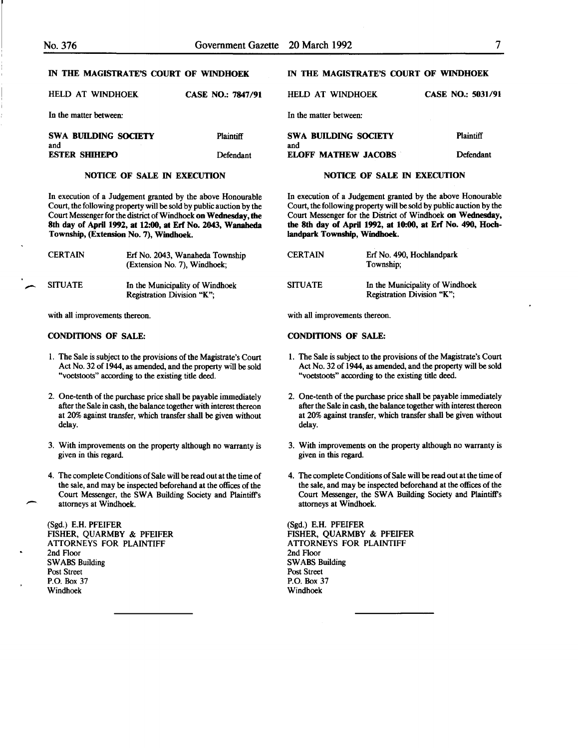## IN THE MAGISTRATE'S COURT OF WINDHOEK

HELD AT WINDHOEK **CASE NO.: 7847/91**

In the matter between:

| | |
|---|---|
| **SWA BUILDING SOCIETY** | Plaintiff |
| and | |
| **ESTER SHIHEPO** | Defendant |

### NOTICE OF SALE IN EXECUTION

In execution of a Judgement granted by the above Honourable Court, the following property will be sold by public auction by the Court Messenger for the district of Windhoek **on Wednesday, the 8th day of April 1992, at 12:00, at Erf No. 2043, Wanaheda Township, (Extension No. 7), Windhoek.**

| | |
|---|---|
| CERTAIN | Erf No. 2043, Wanaheda Township (Extension No. 7), Windhoek; |
| SITUATE | In the Municipality of Windhoek Registration Division "K"; |

with all improvements thereon.

**CONDITIONS OF SALE:**

1. The Sale is subject to the provisions of the Magistrate's Court Act No. 32 of 1944, as amended, and the property will be sold "voetstoots" according to the existing title deed.
2. One-tenth of the purchase price shall be payable immediately after the Sale in cash, the balance together with interest thereon at 20% against transfer, which transfer shall be given without delay.
3. With improvements on the property although no warranty is given in this regard.
4. The complete Conditions of Sale will be read out at the time of the sale, and may be inspected beforehand at the offices of the Court Messenger, the SWA Building Society and Plaintiff's attorneys at Windhoek.

(Sgd.) E.H. PFEIFER
FISHER, QUARMBY & PFEIFER
ATTORNEYS FOR PLAINTIFF
2nd Floor
SWABS Building
Post Street
P.O. Box 37
Windhoek

---

## IN THE MAGISTRATE'S COURT OF WINDHOEK

HELD AT WINDHOEK **CASE NO.: 5031/91**

In the matter between:

| | |
|---|---|
| **SWA BUILDING SOCIETY** | Plaintiff |
| and | |
| **ELOFF MATHEW JACOBS** | Defendant |

### NOTICE OF SALE IN EXECUTION

In execution of a Judgement granted by the above Honourable Court, the following property will be sold by public auction by the Court Messenger for the District of Windhoek **on Wednesday, the 8th day of April 1992, at 10:00, at Erf No. 490, Hochlandpark Township, Windhoek.**

| | |
|---|---|
| CERTAIN | Erf No. 490, Hochlandpark Township; |
| SITUATE | In the Municipality of Windhoek Registration Division "K"; |

with all improvements thereon.

**CONDITIONS OF SALE:**

1. The Sale is subject to the provisions of the Magistrate's Court Act No. 32 of 1944, as amended, and the property will be sold "voetstoots" according to the existing title deed.
2. One-tenth of the purchase price shall be payable immediately after the Sale in cash, the balance together with interest thereon at 20% against transfer, which transfer shall be given without delay.
3. With improvements on the property although no warranty is given in this regard.
4. The complete Conditions of Sale will be read out at the time of the sale, and may be inspected beforehand at the offices of the Court Messenger, the SWA Building Society and Plaintiff's attorneys at Windhoek.

(Sgd.) E.H. PFEIFER
FISHER, QUARMBY & PFEIFER
ATTORNEYS FOR PLAINTIFF
2nd Floor
SWABS Building
Post Street
P.O. Box 37
Windhoek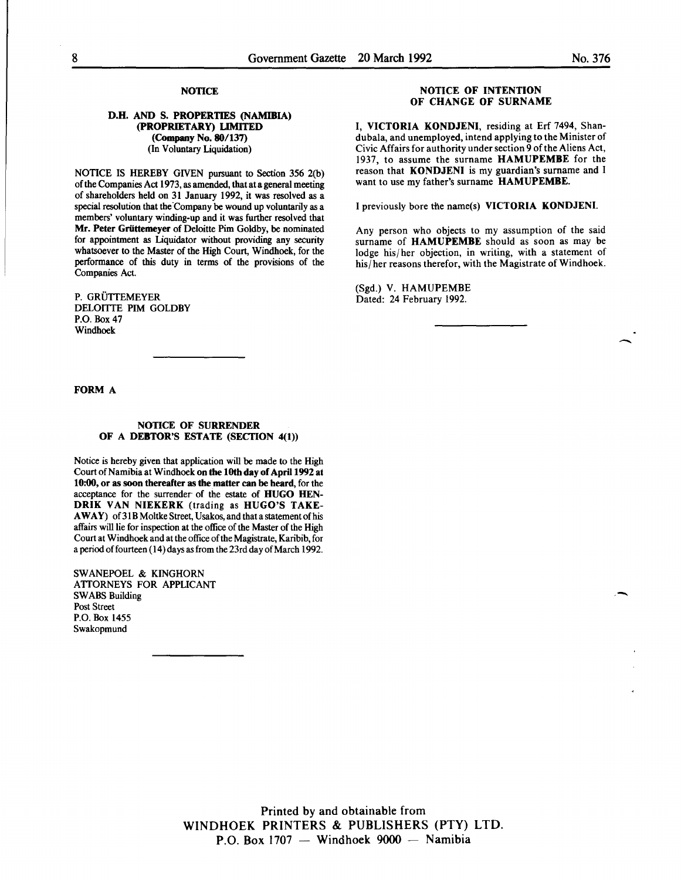**NOTICE**

**D.H. AND S. PROPERTIES (NAMIBIA) (PROPRIETARY) LIMITED**
**(Company No. 80/137)**
(In Voluntary Liquidation)

NOTICE IS HEREBY GIVEN pursuant to Section 356 2(b) of the Companies Act 1973, as amended, that at a general meeting of shareholders held on 31 January 1992, it was resolved as a special resolution that the Company be wound up voluntarily as a members' voluntary winding-up and it was further resolved that **Mr. Peter Grüttemeyer** of Deloitte Pim Goldby, be nominated for appointment as Liquidator without providing any security whatsoever to the Master of the High Court, Windhoek, for the performance of this duty in terms of the provisions of the Companies Act.

P. GRÜTTEMEYER
DELOITTE PIM GOLDBY
P.O. Box 47
Windhoek

---

**FORM A**

**NOTICE OF SURRENDER OF A DEBTOR'S ESTATE (SECTION 4(1))**

Notice is hereby given that application will be made to the High Court of Namibia at Windhoek **on the 10th day of April 1992 at 10:00, or as soon thereafter as the matter can be heard**, for the acceptance for the surrender of the estate of **HUGO HENDRIK VAN NIEKERK** (trading as **HUGO'S TAKE-AWAY**) of 31B Moltke Street, Usakos, and that a statement of his affairs will lie for inspection at the office of the Master of the High Court at Windhoek and at the office of the Magistrate, Karibib, for a period of fourteen (14) days as from the 23rd day of March 1992.

SWANEPOEL & KINGHORN
ATTORNEYS FOR APPLICANT
SWABS Building
Post Street
P.O. Box 1455
Swakopmund

---

**NOTICE OF INTENTION OF CHANGE OF SURNAME**

I, **VICTORIA KONDJENI**, residing at Erf 7494, Shandubala, and unemployed, intend applying to the Minister of Civic Affairs for authority under section 9 of the Aliens Act, 1937, to assume the surname **HAMUPEMBE** for the reason that **KONDJENI** is my guardian's surname and I want to use my father's surname **HAMUPEMBE**.

I previously bore the name(s) **VICTORIA KONDJENI**.

Any person who objects to my assumption of the said surname of **HAMUPEMBE** should as soon as may be lodge his/her objection, in writing, with a statement of his/her reasons therefor, with the Magistrate of Windhoek.

(Sgd.) V. HAMUPEMBE
Dated: 24 February 1992.

---

Printed by and obtainable from
WINDHOEK PRINTERS & PUBLISHERS (PTY) LTD.
P.O. Box 1707 — Windhoek 9000 — Namibia